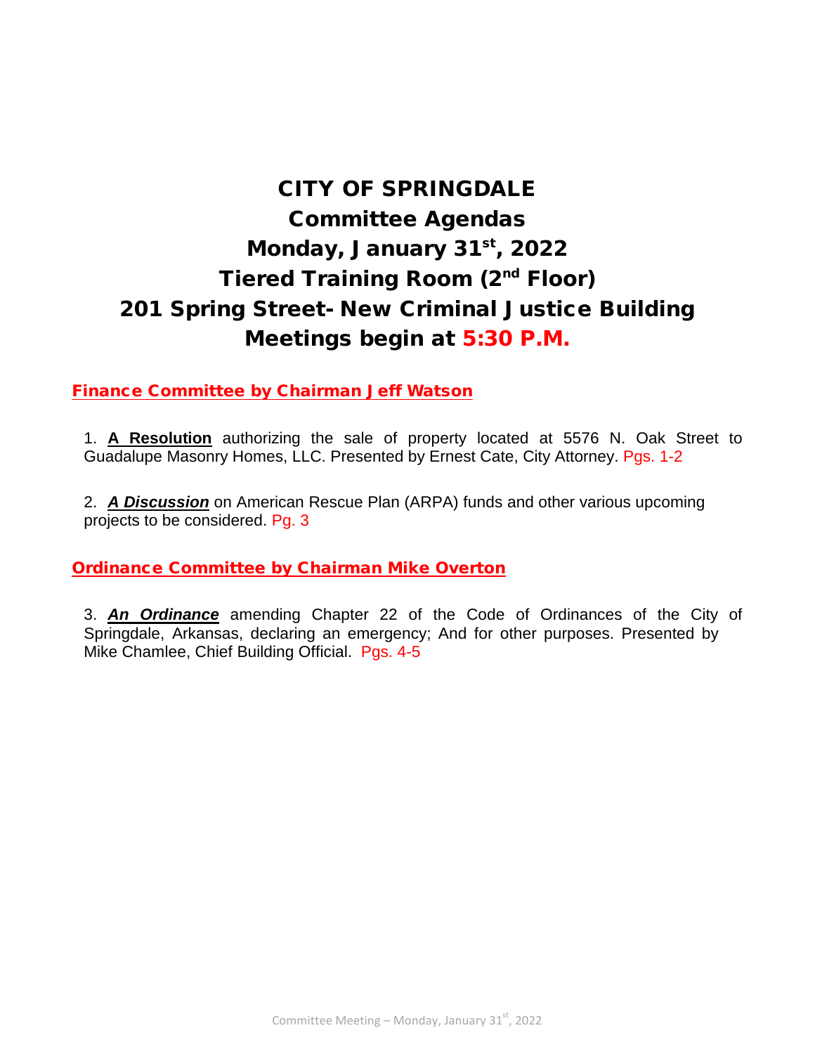# CITY OF SPRINGDALE
# Committee Agendas
# Monday, January 31st, 2022
# Tiered Training Room (2nd Floor)
# 201 Spring Street- New Criminal Justice Building
# Meetings begin at 5:30 P.M.

## Finance Committee by Chairman Jeff Watson

1. **A Resolution** authorizing the sale of property located at 5576 N. Oak Street to Guadalupe Masonry Homes, LLC. Presented by Ernest Cate, City Attorney. Pgs. 1-2

2. ***A Discussion*** on American Rescue Plan (ARPA) funds and other various upcoming projects to be considered. Pg. 3

## Ordinance Committee by Chairman Mike Overton

3. ***An Ordinance*** amending Chapter 22 of the Code of Ordinances of the City of Springdale, Arkansas, declaring an emergency; And for other purposes. Presented by Mike Chamlee, Chief Building Official. Pgs. 4-5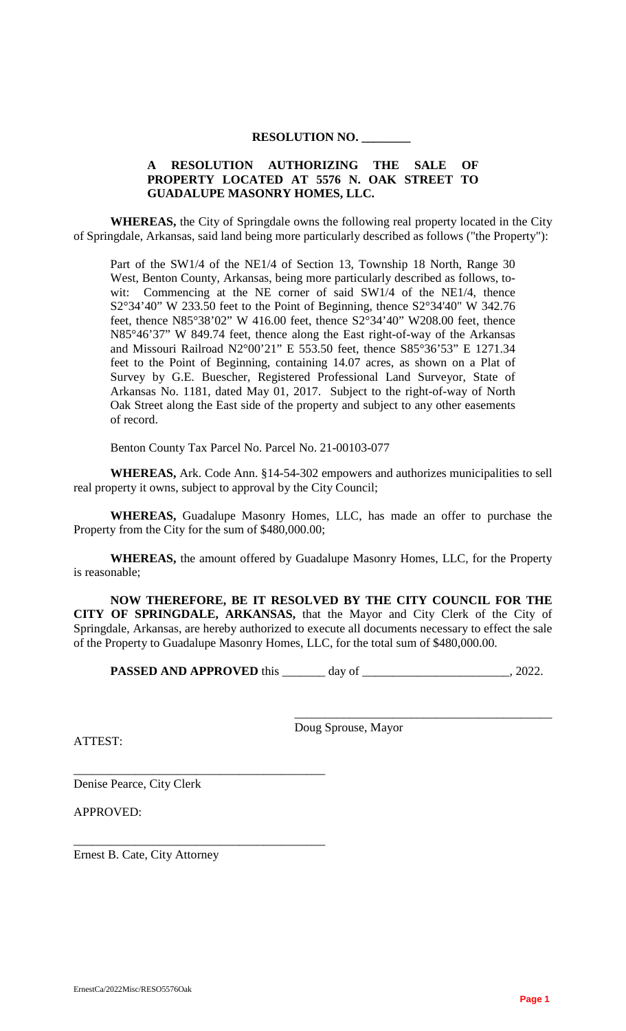**RESOLUTION NO. ________**

**A RESOLUTION AUTHORIZING THE SALE OF PROPERTY LOCATED AT 5576 N. OAK STREET TO GUADALUPE MASONRY HOMES, LLC.**

**WHEREAS,** the City of Springdale owns the following real property located in the City of Springdale, Arkansas, said land being more particularly described as follows ("the Property"):

> Part of the SW1/4 of the NE1/4 of Section 13, Township 18 North, Range 30 West, Benton County, Arkansas, being more particularly described as follows, to-wit: Commencing at the NE corner of said SW1/4 of the NE1/4, thence S2°34'40" W 233.50 feet to the Point of Beginning, thence S2°34'40" W 342.76 feet, thence N85°38'02" W 416.00 feet, thence S2°34'40" W208.00 feet, thence N85°46'37" W 849.74 feet, thence along the East right-of-way of the Arkansas and Missouri Railroad N2°00'21" E 553.50 feet, thence S85°36'53" E 1271.34 feet to the Point of Beginning, containing 14.07 acres, as shown on a Plat of Survey by G.E. Buescher, Registered Professional Land Surveyor, State of Arkansas No. 1181, dated May 01, 2017. Subject to the right-of-way of North Oak Street along the East side of the property and subject to any other easements of record.
>
> Benton County Tax Parcel No. Parcel No. 21-00103-077

**WHEREAS,** Ark. Code Ann. §14-54-302 empowers and authorizes municipalities to sell real property it owns, subject to approval by the City Council;

**WHEREAS,** Guadalupe Masonry Homes, LLC, has made an offer to purchase the Property from the City for the sum of $480,000.00;

**WHEREAS,** the amount offered by Guadalupe Masonry Homes, LLC, for the Property is reasonable;

**NOW THEREFORE, BE IT RESOLVED BY THE CITY COUNCIL FOR THE CITY OF SPRINGDALE, ARKANSAS,** that the Mayor and City Clerk of the City of Springdale, Arkansas, are hereby authorized to execute all documents necessary to effect the sale of the Property to Guadalupe Masonry Homes, LLC, for the total sum of $480,000.00.

**PASSED AND APPROVED** this _______ day of ________________________, 2022.

__________________________________________
Doug Sprouse, Mayor

ATTEST:

__________________________________________
Denise Pearce, City Clerk

APPROVED:

__________________________________________
Ernest B. Cate, City Attorney

ErnestCa/2022Misc/RESO5576Oak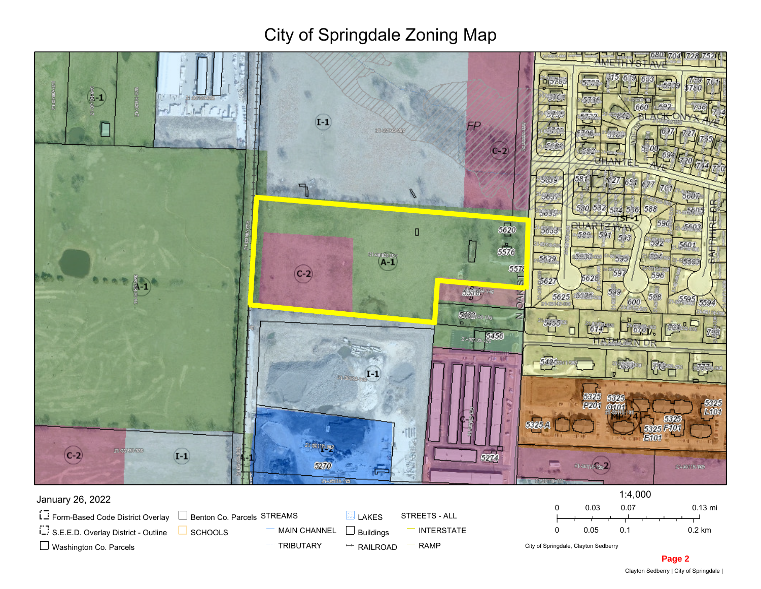# City of Springdale Zoning Map

January 26, 2022

- Form-Based Code District Overlay
- S.E.E.D. Overlay District - Outline
- Washington Co. Parcels
- Benton Co. Parcels
- SCHOOLS
- STREAMS
  - MAIN CHANNEL
  - TRIBUTARY
- LAKES
- Buildings
- RAILROAD
- STREETS - ALL
  - INTERSTATE
  - RAMP

1:4,000

0 0.03 0.07 0.13 mi

0 0.05 0.1 0.2 km

City of Springdale, Clayton Sedberry

Page 2

Clayton Sedberry | City of Springdale |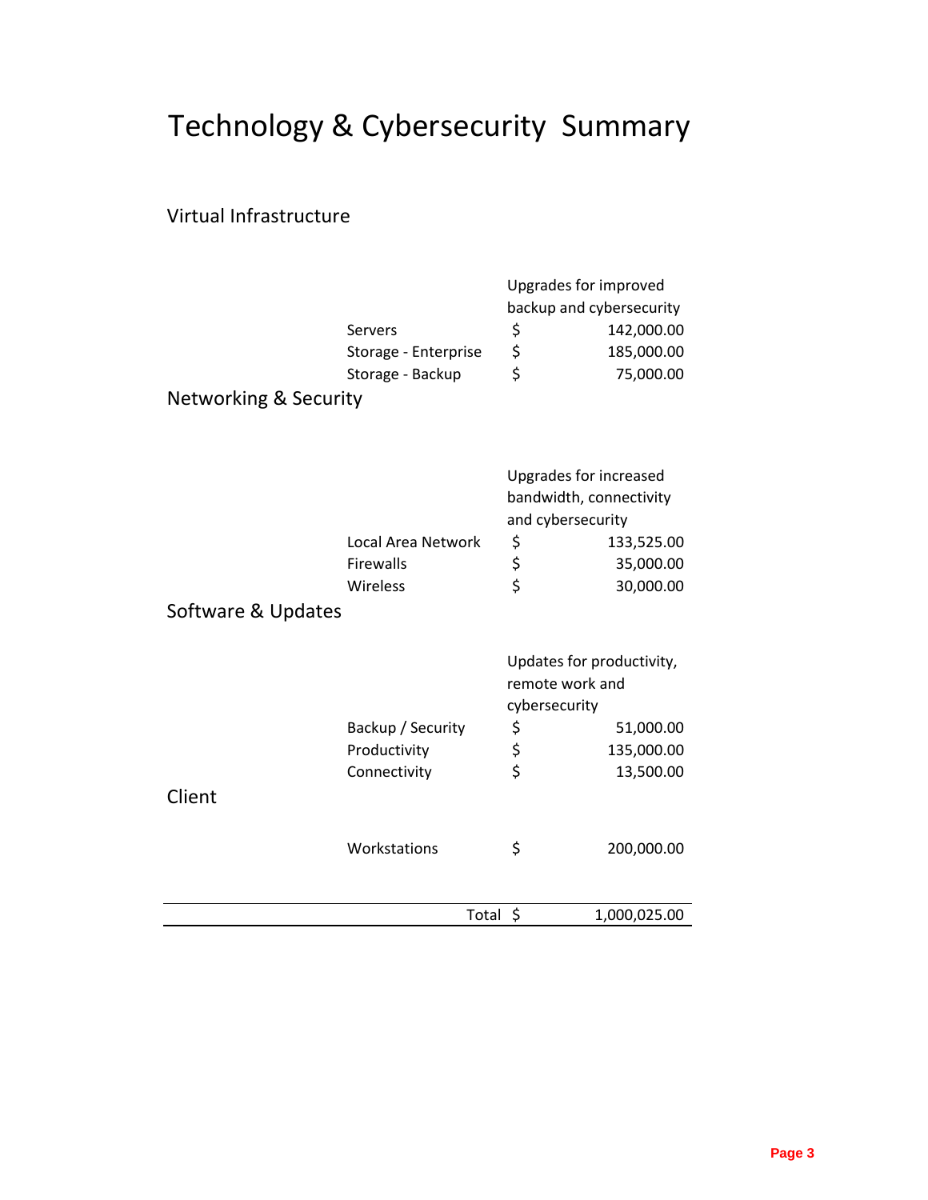# Technology & Cybersecurity Summary

## Virtual Infrastructure

| | Upgrades for improved backup and cybersecurity |
|---|---|
| Servers | $ 142,000.00 |
| Storage - Enterprise | $ 185,000.00 |
| Storage - Backup | $ 75,000.00 |

## Networking & Security

| | Upgrades for increased bandwidth, connectivity and cybersecurity |
|---|---|
| Local Area Network | $ 133,525.00 |
| Firewalls | $ 35,000.00 |
| Wireless | $ 30,000.00 |

## Software & Updates

| | Updates for productivity, remote work and cybersecurity |
|---|---|
| Backup / Security | $ 51,000.00 |
| Productivity | $ 135,000.00 |
| Connectivity | $ 13,500.00 |

## Client

| | |
|---|---|
| Workstations | $ 200,000.00 |

| | |
|---|---|
| Total | $ 1,000,025.00 |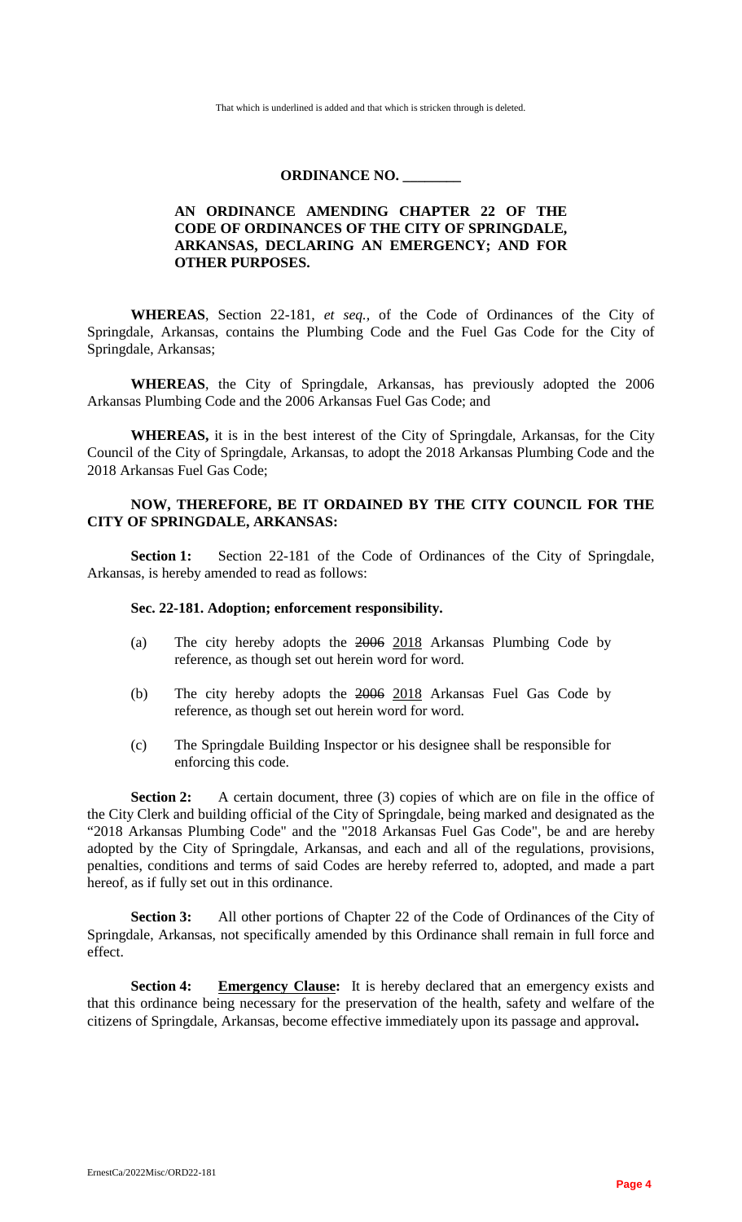That which is underlined is added and that which is stricken through is deleted.

**ORDINANCE NO. \_\_\_\_\_\_\_\_**

**AN ORDINANCE AMENDING CHAPTER 22 OF THE CODE OF ORDINANCES OF THE CITY OF SPRINGDALE, ARKANSAS, DECLARING AN EMERGENCY; AND FOR OTHER PURPOSES.**

**WHEREAS**, Section 22-181, *et seq.*, of the Code of Ordinances of the City of Springdale, Arkansas, contains the Plumbing Code and the Fuel Gas Code for the City of Springdale, Arkansas;

**WHEREAS**, the City of Springdale, Arkansas, has previously adopted the 2006 Arkansas Plumbing Code and the 2006 Arkansas Fuel Gas Code; and

**WHEREAS,** it is in the best interest of the City of Springdale, Arkansas, for the City Council of the City of Springdale, Arkansas, to adopt the 2018 Arkansas Plumbing Code and the 2018 Arkansas Fuel Gas Code;

**NOW, THEREFORE, BE IT ORDAINED BY THE CITY COUNCIL FOR THE CITY OF SPRINGDALE, ARKANSAS:**

**Section 1:** Section 22-181 of the Code of Ordinances of the City of Springdale, Arkansas, is hereby amended to read as follows:

**Sec. 22-181. Adoption; enforcement responsibility.**

(a) The city hereby adopts the ~~2006~~ <u>2018</u> Arkansas Plumbing Code by reference, as though set out herein word for word.

(b) The city hereby adopts the ~~2006~~ <u>2018</u> Arkansas Fuel Gas Code by reference, as though set out herein word for word.

(c) The Springdale Building Inspector or his designee shall be responsible for enforcing this code.

**Section 2:** A certain document, three (3) copies of which are on file in the office of the City Clerk and building official of the City of Springdale, being marked and designated as the "2018 Arkansas Plumbing Code" and the "2018 Arkansas Fuel Gas Code", be and are hereby adopted by the City of Springdale, Arkansas, and each and all of the regulations, provisions, penalties, conditions and terms of said Codes are hereby referred to, adopted, and made a part hereof, as if fully set out in this ordinance.

**Section 3:** All other portions of Chapter 22 of the Code of Ordinances of the City of Springdale, Arkansas, not specifically amended by this Ordinance shall remain in full force and effect.

**Section 4:** **<u>Emergency Clause</u>:** It is hereby declared that an emergency exists and that this ordinance being necessary for the preservation of the health, safety and welfare of the citizens of Springdale, Arkansas, become effective immediately upon its passage and approval**.**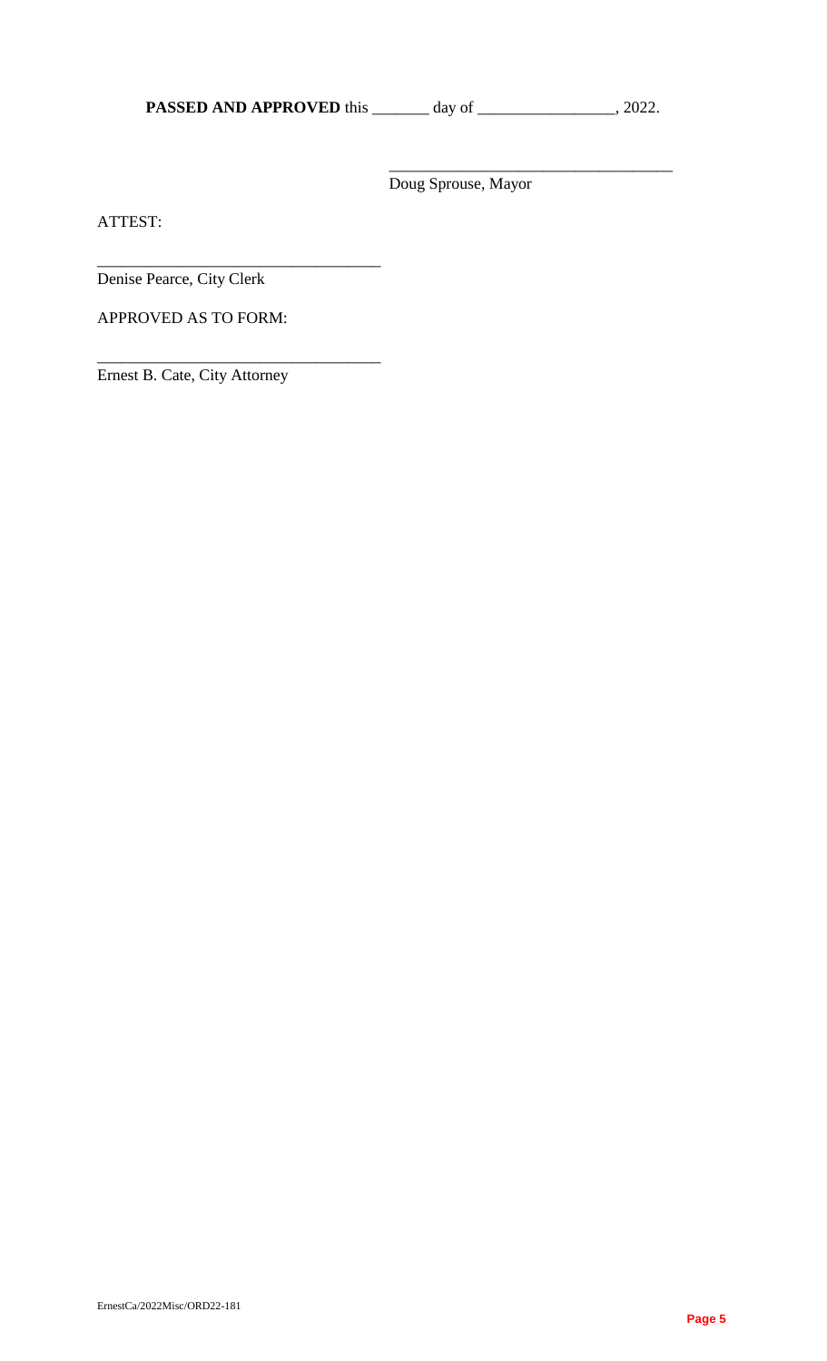**PASSED AND APPROVED** this _______ day of _________________, 2022.

___________________________________
Doug Sprouse, Mayor

ATTEST:

___________________________________
Denise Pearce, City Clerk

APPROVED AS TO FORM:

___________________________________
Ernest B. Cate, City Attorney

ErnestCa/2022Misc/ORD22-181